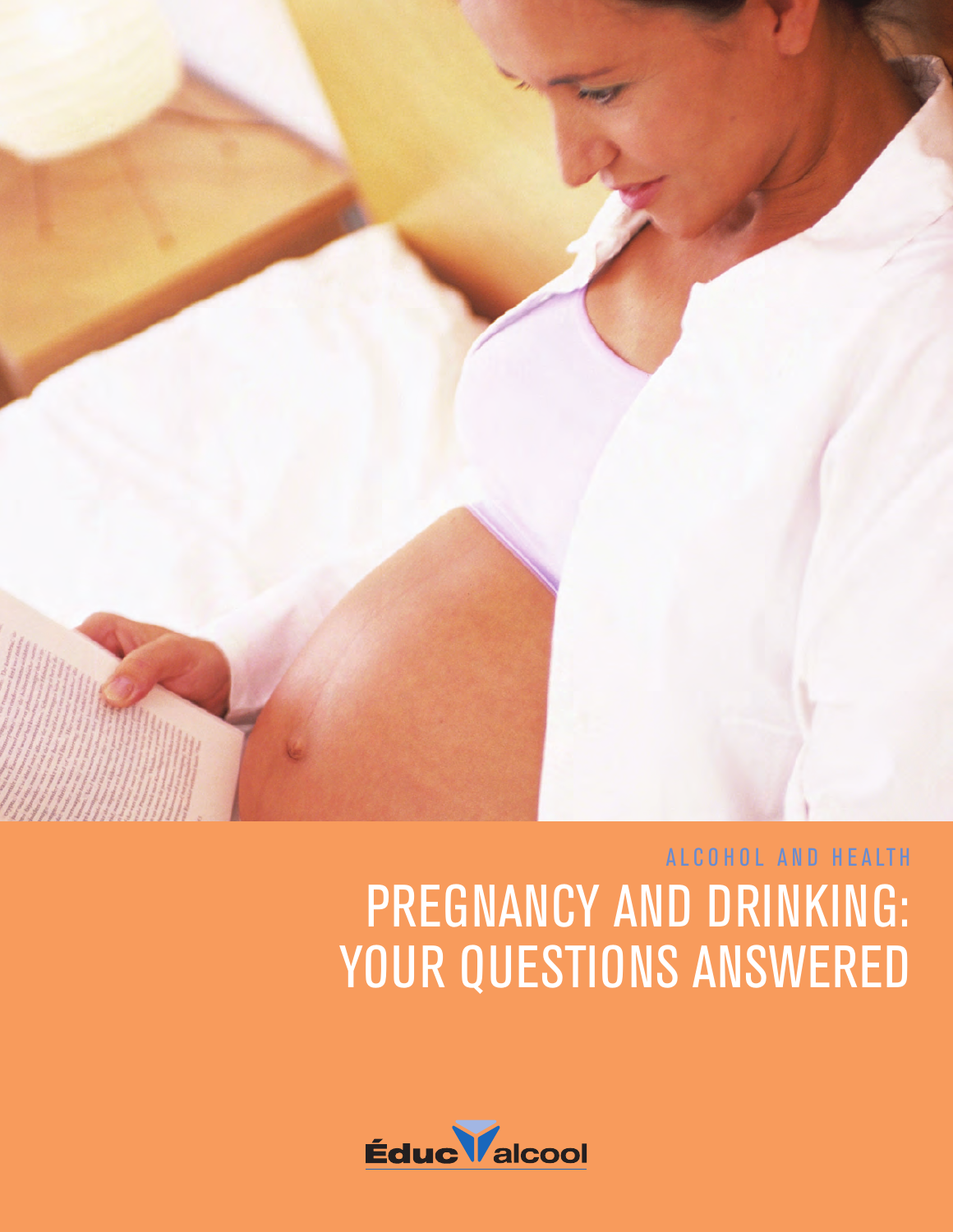ALCOHOL AND HEALTH

# PREGNANCY AND DRINKING: YOUR QUESTIONS ANSWERED

Éduc'alcool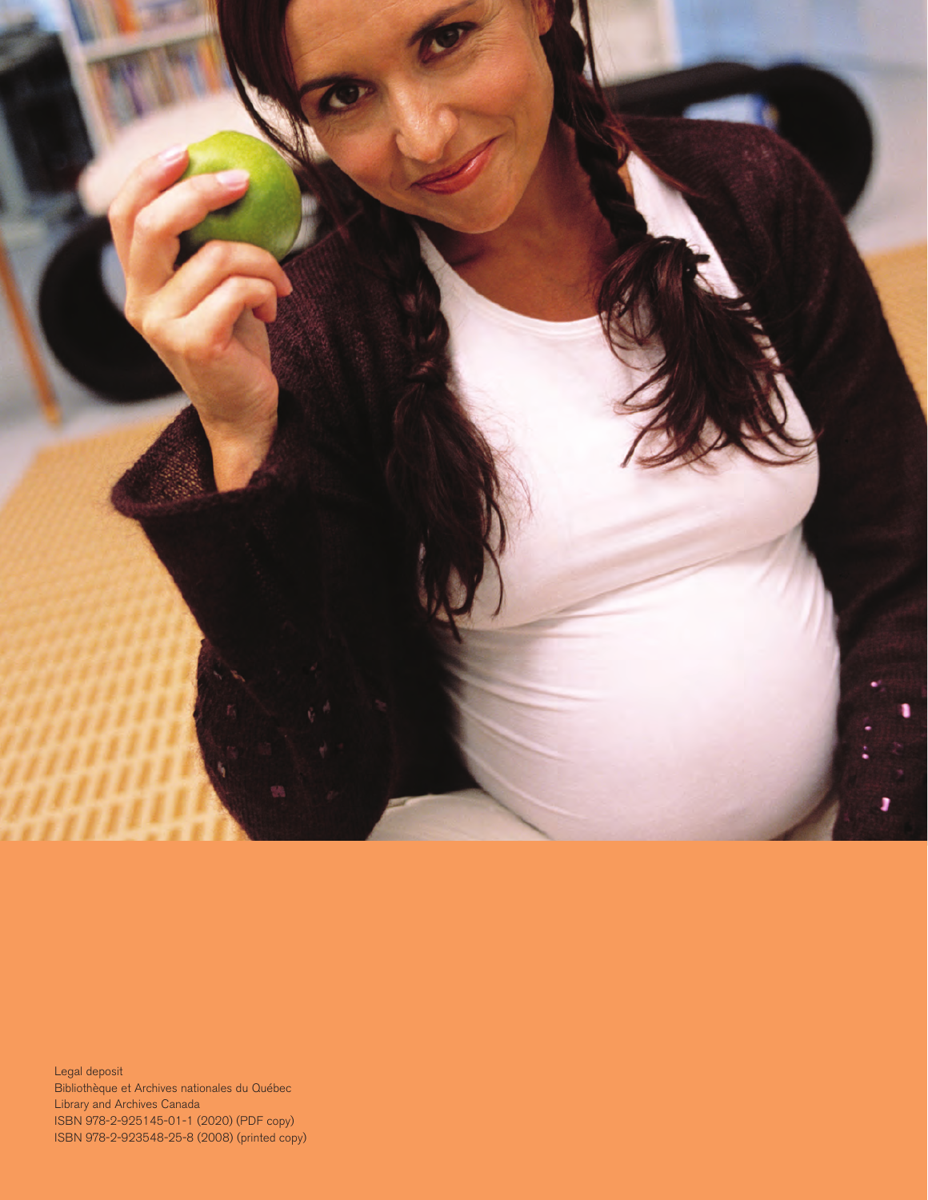Legal deposit
Bibliothèque et Archives nationales du Québec
Library and Archives Canada
ISBN 978-2-925145-01-1 (2020) (PDF copy)
ISBN 978-2-923548-25-8 (2008) (printed copy)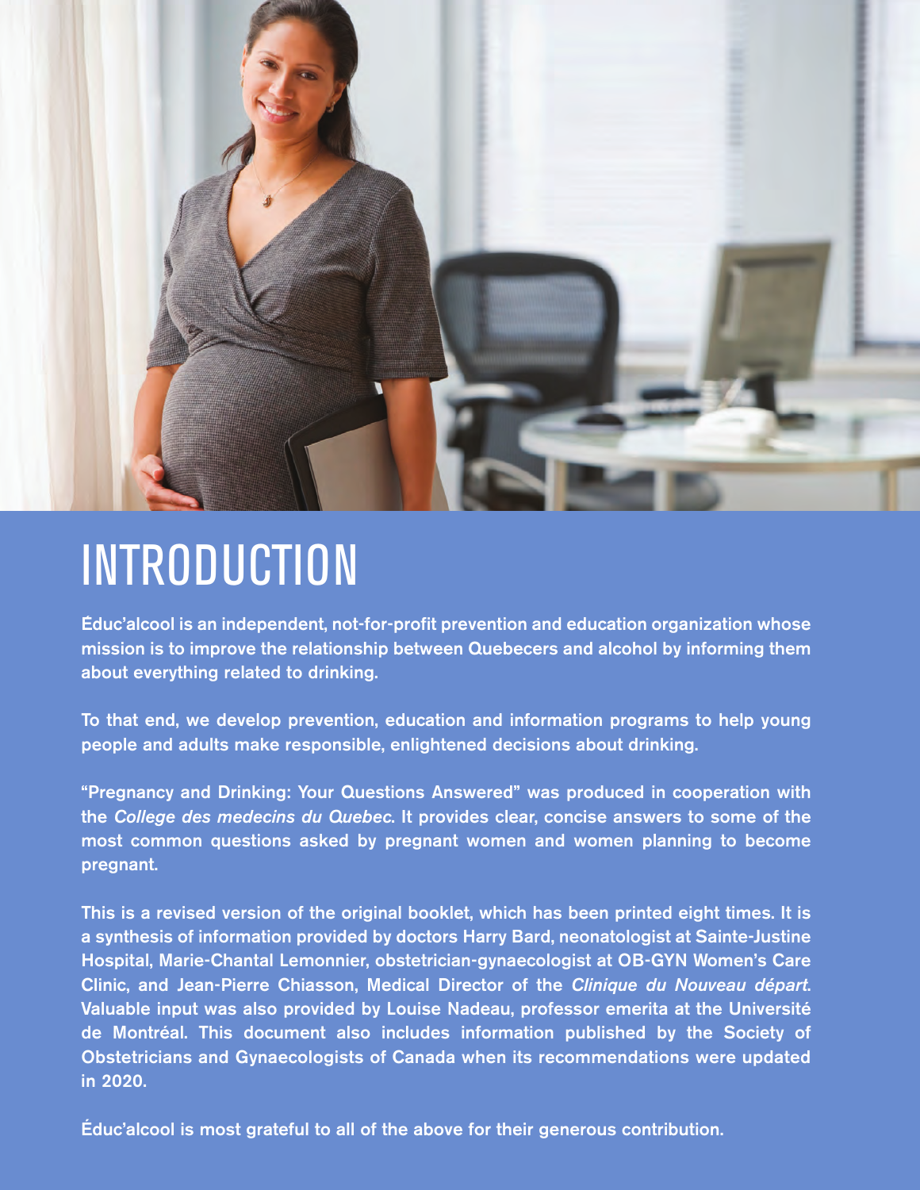# INTRODUCTION

Éduc'alcool is an independent, not-for-profit prevention and education organization whose mission is to improve the relationship between Quebecers and alcohol by informing them about everything related to drinking.

To that end, we develop prevention, education and information programs to help young people and adults make responsible, enlightened decisions about drinking.

"Pregnancy and Drinking: Your Questions Answered" was produced in cooperation with the *College des medecins du Quebec*. It provides clear, concise answers to some of the most common questions asked by pregnant women and women planning to become pregnant.

This is a revised version of the original booklet, which has been printed eight times. It is a synthesis of information provided by doctors Harry Bard, neonatologist at Sainte-Justine Hospital, Marie-Chantal Lemonnier, obstetrician-gynaecologist at OB-GYN Women's Care Clinic, and Jean-Pierre Chiasson, Medical Director of the *Clinique du Nouveau départ*. Valuable input was also provided by Louise Nadeau, professor emerita at the Université de Montréal. This document also includes information published by the Society of Obstetricians and Gynaecologists of Canada when its recommendations were updated in 2020.

Éduc'alcool is most grateful to all of the above for their generous contribution.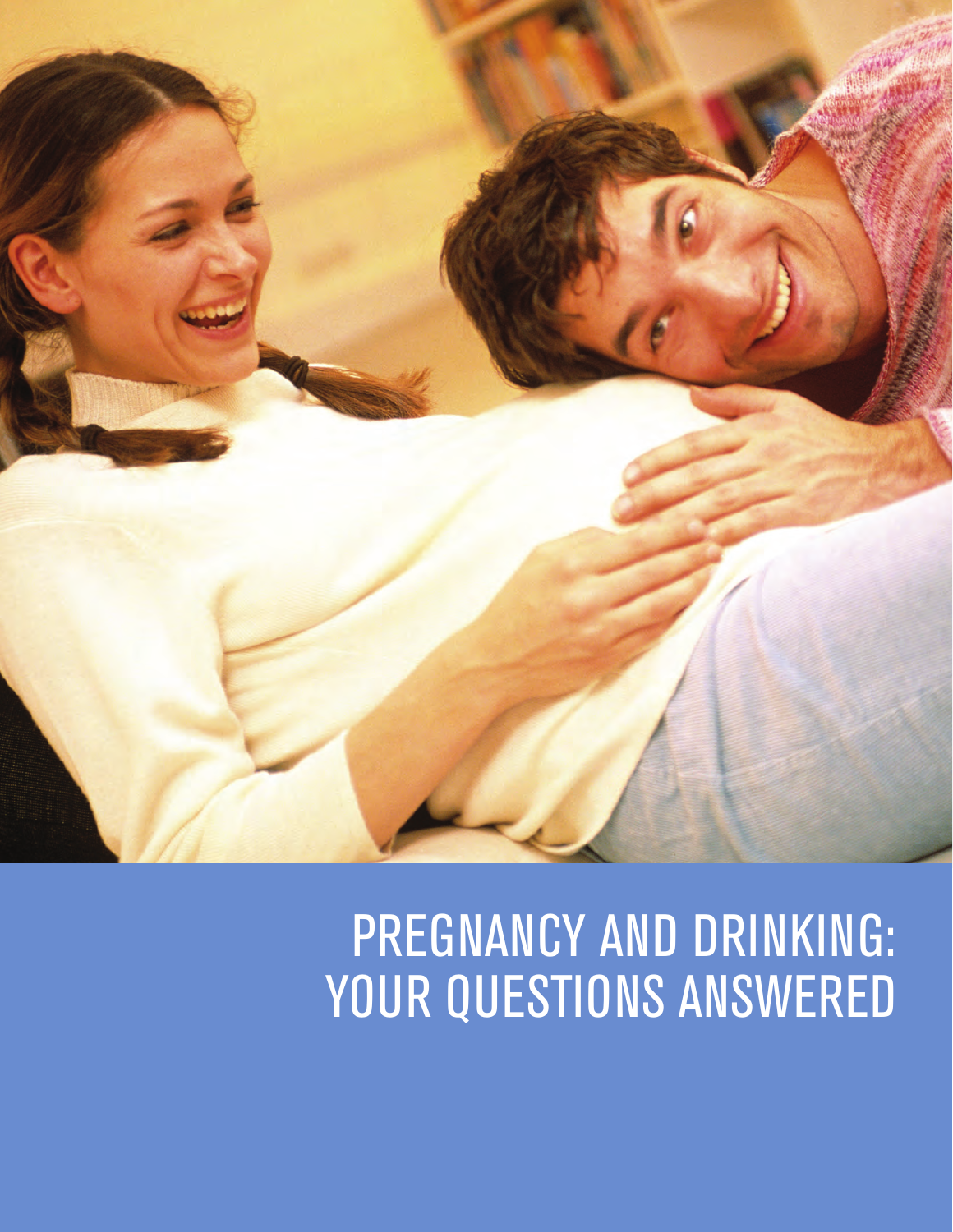# PREGNANCY AND DRINKING: YOUR QUESTIONS ANSWERED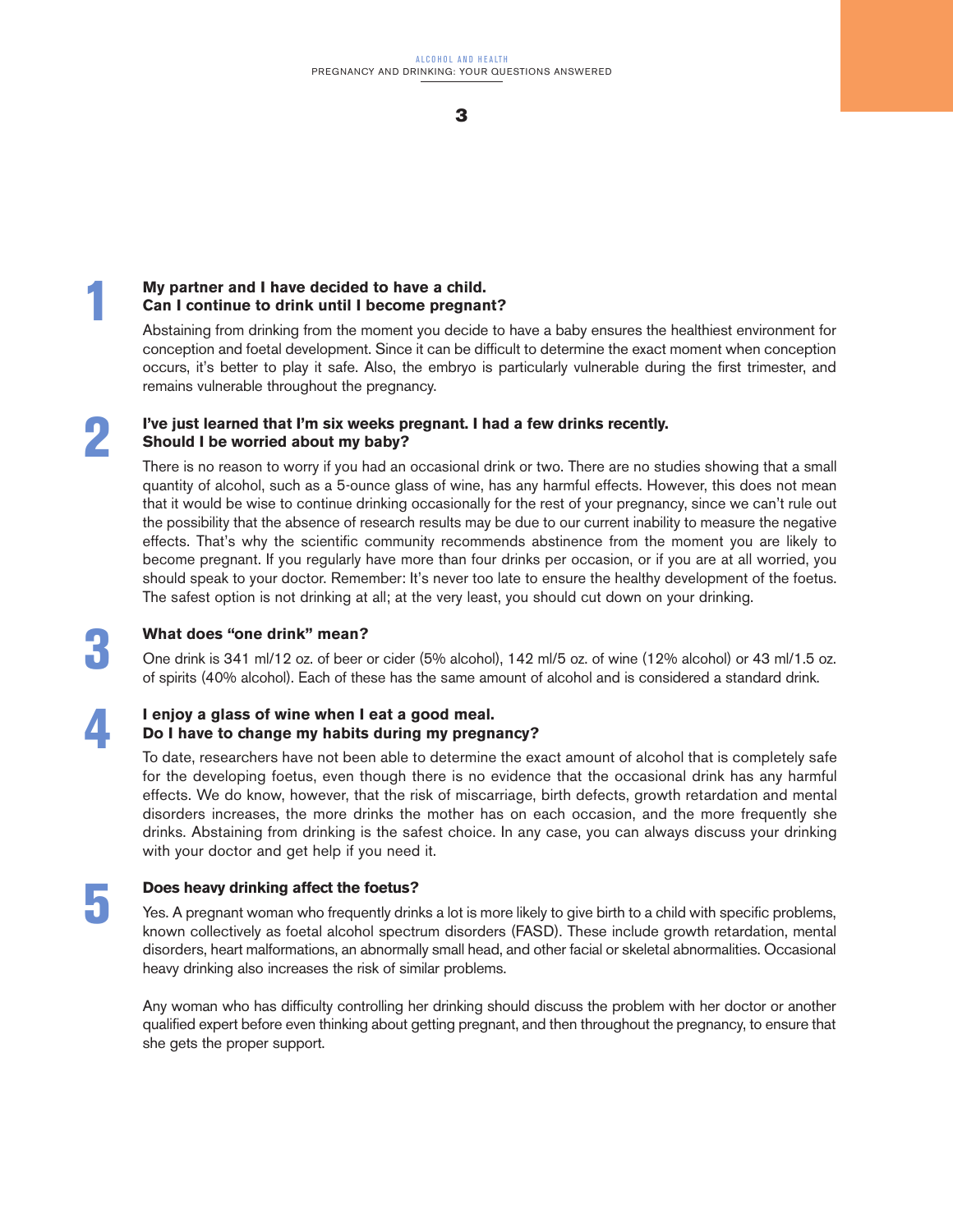## 1 My partner and I have decided to have a child. Can I continue to drink until I become pregnant?

Abstaining from drinking from the moment you decide to have a baby ensures the healthiest environment for conception and foetal development. Since it can be difficult to determine the exact moment when conception occurs, it's better to play it safe. Also, the embryo is particularly vulnerable during the first trimester, and remains vulnerable throughout the pregnancy.

## 2 I've just learned that I'm six weeks pregnant. I had a few drinks recently. Should I be worried about my baby?

There is no reason to worry if you had an occasional drink or two. There are no studies showing that a small quantity of alcohol, such as a 5-ounce glass of wine, has any harmful effects. However, this does not mean that it would be wise to continue drinking occasionally for the rest of your pregnancy, since we can't rule out the possibility that the absence of research results may be due to our current inability to measure the negative effects. That's why the scientific community recommends abstinence from the moment you are likely to become pregnant. If you regularly have more than four drinks per occasion, or if you are at all worried, you should speak to your doctor. Remember: It's never too late to ensure the healthy development of the foetus. The safest option is not drinking at all; at the very least, you should cut down on your drinking.

## 3 What does "one drink" mean?

One drink is 341 ml/12 oz. of beer or cider (5% alcohol), 142 ml/5 oz. of wine (12% alcohol) or 43 ml/1.5 oz. of spirits (40% alcohol). Each of these has the same amount of alcohol and is considered a standard drink.

## 4 I enjoy a glass of wine when I eat a good meal. Do I have to change my habits during my pregnancy?

To date, researchers have not been able to determine the exact amount of alcohol that is completely safe for the developing foetus, even though there is no evidence that the occasional drink has any harmful effects. We do know, however, that the risk of miscarriage, birth defects, growth retardation and mental disorders increases, the more drinks the mother has on each occasion, and the more frequently she drinks. Abstaining from drinking is the safest choice. In any case, you can always discuss your drinking with your doctor and get help if you need it.

## 5 Does heavy drinking affect the foetus?

Yes. A pregnant woman who frequently drinks a lot is more likely to give birth to a child with specific problems, known collectively as foetal alcohol spectrum disorders (FASD). These include growth retardation, mental disorders, heart malformations, an abnormally small head, and other facial or skeletal abnormalities. Occasional heavy drinking also increases the risk of similar problems.

Any woman who has difficulty controlling her drinking should discuss the problem with her doctor or another qualified expert before even thinking about getting pregnant, and then throughout the pregnancy, to ensure that she gets the proper support.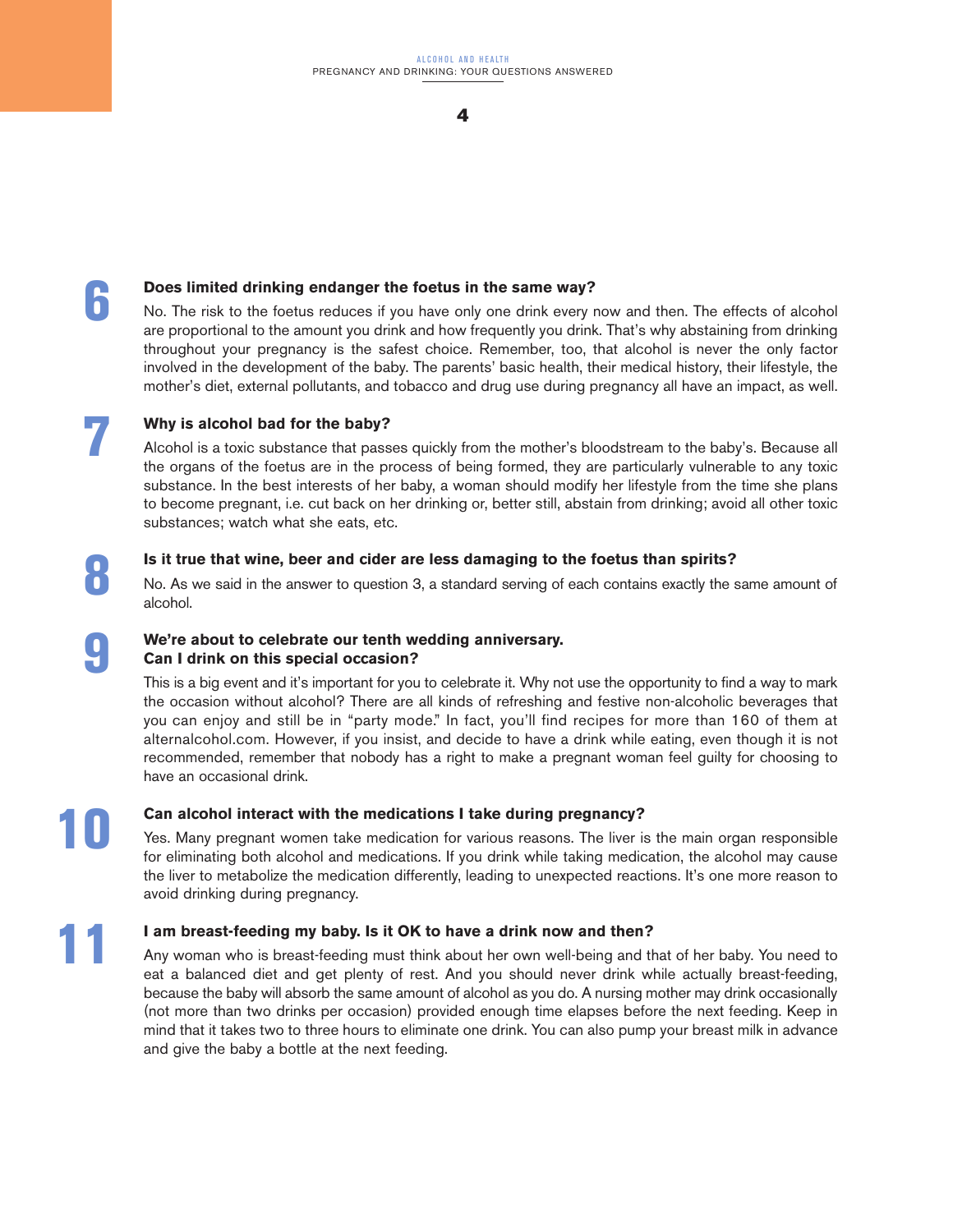## 6

### Does limited drinking endanger the foetus in the same way?

No. The risk to the foetus reduces if you have only one drink every now and then. The effects of alcohol are proportional to the amount you drink and how frequently you drink. That's why abstaining from drinking throughout your pregnancy is the safest choice. Remember, too, that alcohol is never the only factor involved in the development of the baby. The parents' basic health, their medical history, their lifestyle, the mother's diet, external pollutants, and tobacco and drug use during pregnancy all have an impact, as well.

## 7

### Why is alcohol bad for the baby?

Alcohol is a toxic substance that passes quickly from the mother's bloodstream to the baby's. Because all the organs of the foetus are in the process of being formed, they are particularly vulnerable to any toxic substance. In the best interests of her baby, a woman should modify her lifestyle from the time she plans to become pregnant, i.e. cut back on her drinking or, better still, abstain from drinking; avoid all other toxic substances; watch what she eats, etc.

## 8

### Is it true that wine, beer and cider are less damaging to the foetus than spirits?

No. As we said in the answer to question 3, a standard serving of each contains exactly the same amount of alcohol.

## 9

### We're about to celebrate our tenth wedding anniversary. Can I drink on this special occasion?

This is a big event and it's important for you to celebrate it. Why not use the opportunity to find a way to mark the occasion without alcohol? There are all kinds of refreshing and festive non-alcoholic beverages that you can enjoy and still be in "party mode." In fact, you'll find recipes for more than 160 of them at alternalcohol.com. However, if you insist, and decide to have a drink while eating, even though it is not recommended, remember that nobody has a right to make a pregnant woman feel guilty for choosing to have an occasional drink.

## 10

### Can alcohol interact with the medications I take during pregnancy?

Yes. Many pregnant women take medication for various reasons. The liver is the main organ responsible for eliminating both alcohol and medications. If you drink while taking medication, the alcohol may cause the liver to metabolize the medication differently, leading to unexpected reactions. It's one more reason to avoid drinking during pregnancy.

## 11

### I am breast-feeding my baby. Is it OK to have a drink now and then?

Any woman who is breast-feeding must think about her own well-being and that of her baby. You need to eat a balanced diet and get plenty of rest. And you should never drink while actually breast-feeding, because the baby will absorb the same amount of alcohol as you do. A nursing mother may drink occasionally (not more than two drinks per occasion) provided enough time elapses before the next feeding. Keep in mind that it takes two to three hours to eliminate one drink. You can also pump your breast milk in advance and give the baby a bottle at the next feeding.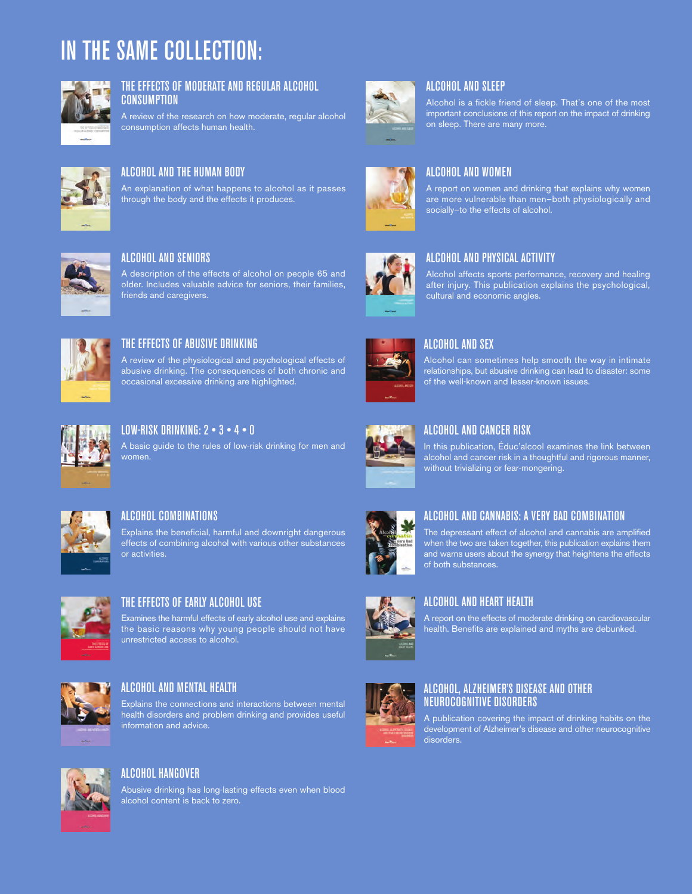# IN THE SAME COLLECTION:

### THE EFFECTS OF MODERATE AND REGULAR ALCOHOL CONSUMPTION

A review of the research on how moderate, regular alcohol consumption affects human health.

### ALCOHOL AND THE HUMAN BODY

An explanation of what happens to alcohol as it passes through the body and the effects it produces.

### ALCOHOL AND SENIORS

A description of the effects of alcohol on people 65 and older. Includes valuable advice for seniors, their families, friends and caregivers.

### THE EFFECTS OF ABUSIVE DRINKING

A review of the physiological and psychological effects of abusive drinking. The consequences of both chronic and occasional excessive drinking are highlighted.

### LOW-RISK DRINKING: 2 • 3 • 4 • 0

A basic guide to the rules of low-risk drinking for men and women.

### ALCOHOL COMBINATIONS

Explains the beneficial, harmful and downright dangerous effects of combining alcohol with various other substances or activities.

### THE EFFECTS OF EARLY ALCOHOL USE

Examines the harmful effects of early alcohol use and explains the basic reasons why young people should not have unrestricted access to alcohol.

### ALCOHOL AND MENTAL HEALTH

Explains the connections and interactions between mental health disorders and problem drinking and provides useful information and advice.

### ALCOHOL HANGOVER

Abusive drinking has long-lasting effects even when blood alcohol content is back to zero.

### ALCOHOL AND SLEEP

Alcohol is a fickle friend of sleep. That's one of the most important conclusions of this report on the impact of drinking on sleep. There are many more.

### ALCOHOL AND WOMEN

A report on women and drinking that explains why women are more vulnerable than men–both physiologically and socially–to the effects of alcohol.

### ALCOHOL AND PHYSICAL ACTIVITY

Alcohol affects sports performance, recovery and healing after injury. This publication explains the psychological, cultural and economic angles.

### ALCOHOL AND SEX

Alcohol can sometimes help smooth the way in intimate relationships, but abusive drinking can lead to disaster: some of the well-known and lesser-known issues.

### ALCOHOL AND CANCER RISK

In this publication, Éduc'alcool examines the link between alcohol and cancer risk in a thoughtful and rigorous manner, without trivializing or fear-mongering.

### ALCOHOL AND CANNABIS: A VERY BAD COMBINATION

The depressant effect of alcohol and cannabis are amplified when the two are taken together, this publication explains them and warns users about the synergy that heightens the effects of both substances.

### ALCOHOL AND HEART HEALTH

A report on the effects of moderate drinking on cardiovascular health. Benefits are explained and myths are debunked.

### ALCOHOL, ALZHEIMER'S DISEASE AND OTHER NEUROCOGNITIVE DISORDERS

A publication covering the impact of drinking habits on the development of Alzheimer's disease and other neurocognitive disorders.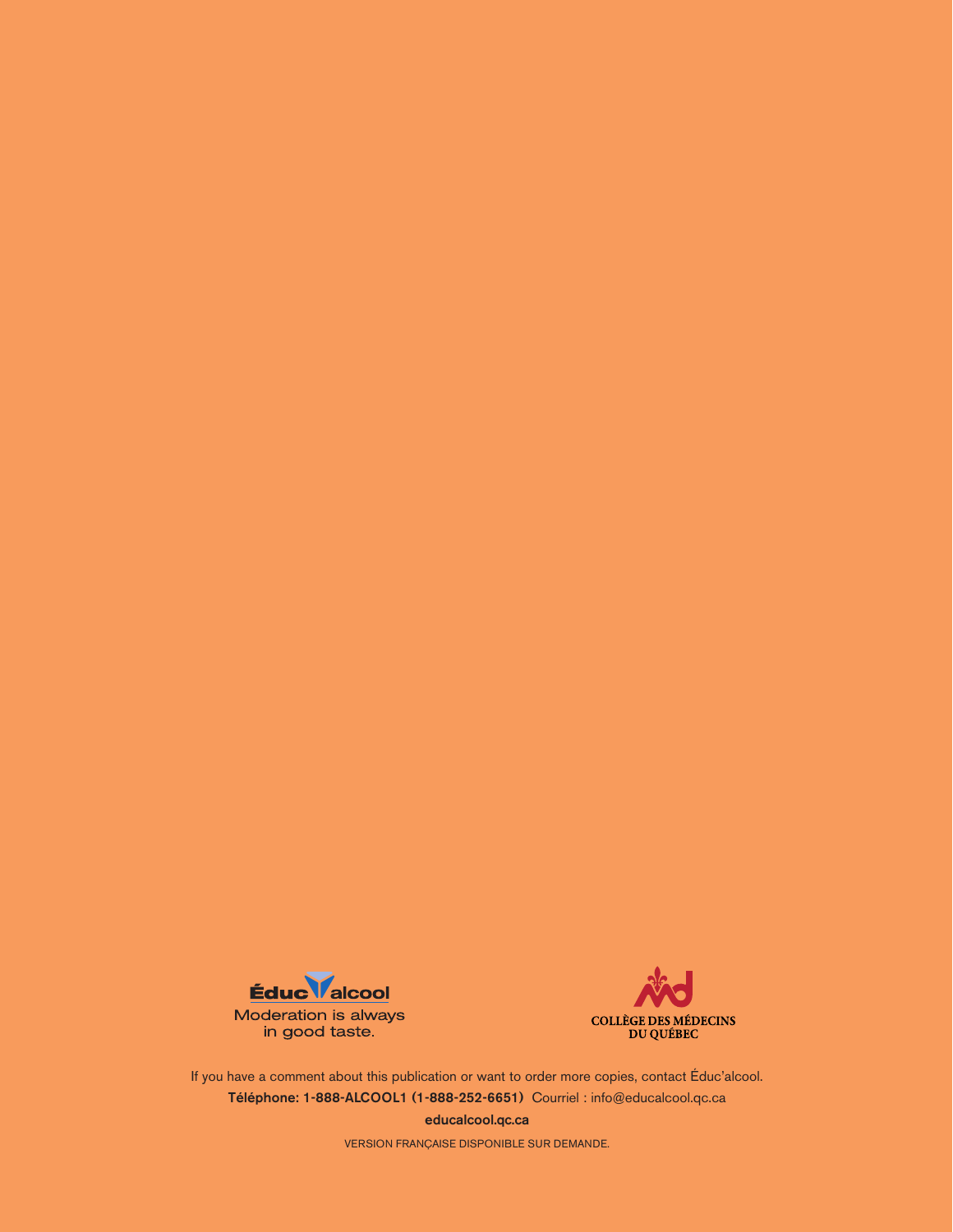Éduc'alcool

Moderation is always in good taste.

COLLÈGE DES MÉDECINS DU QUÉBEC

If you have a comment about this publication or want to order more copies, contact Éduc'alcool.

**Téléphone: 1-888-ALCOOL1 (1-888-252-6651)** Courriel : info@educalcool.qc.ca

**educalcool.qc.ca**

VERSION FRANÇAISE DISPONIBLE SUR DEMANDE.